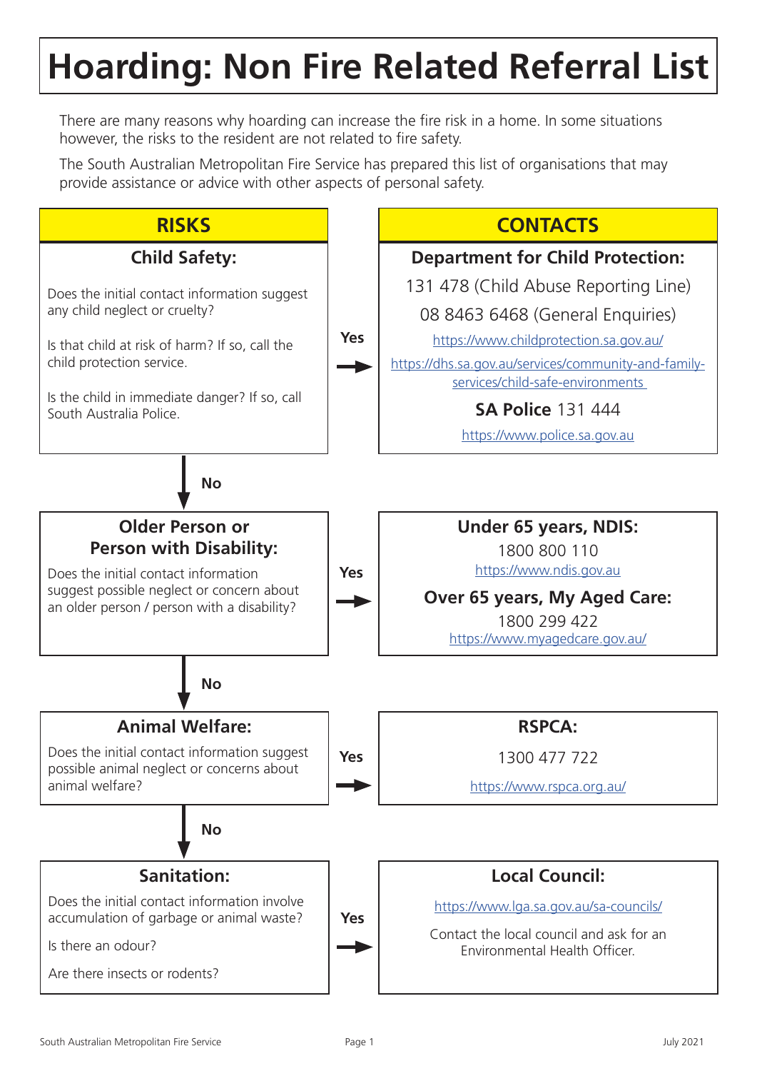# Hoarding: Non Fire Related Referral List

There are many reasons why hoarding can increase the fire risk in a home. In some situations however, the risks to the resident are not related to fire safety.

The South Australian Metropolitan Fire Service has prepared this list of organisations that may provide assistance or advice with other aspects of personal safety.

| RISKS | | CONTACTS |
|---|---|---|
| **Child Safety:**<br><br>Does the initial contact information suggest any child neglect or cruelty?<br><br>Is that child at risk of harm? If so, call the child protection service.<br><br>Is the child in immediate danger? If so, call South Australia Police. | **Yes** → | **Department for Child Protection:**<br>131 478 (Child Abuse Reporting Line)<br>08 8463 6468 (General Enquiries)<br>https://www.childprotection.sa.gov.au/<br>https://dhs.sa.gov.au/services/community-and-family-services/child-safe-environments<br><br>**SA Police** 131 444<br>https://www.police.sa.gov.au |
| ↓ **No** | | |
| **Older Person or Person with Disability:**<br><br>Does the initial contact information suggest possible neglect or concern about an older person / person with a disability? | **Yes** → | **Under 65 years, NDIS:**<br>1800 800 110<br>https://www.ndis.gov.au<br><br>**Over 65 years, My Aged Care:**<br>1800 299 422<br>https://www.myagedcare.gov.au/ |
| ↓ **No** | | |
| **Animal Welfare:**<br><br>Does the initial contact information suggest possible animal neglect or concerns about animal welfare? | **Yes** → | **RSPCA:**<br>1300 477 722<br>https://www.rspca.org.au/ |
| ↓ **No** | | |
| **Sanitation:**<br><br>Does the initial contact information involve accumulation of garbage or animal waste?<br><br>Is there an odour?<br><br>Are there insects or rodents? | **Yes** → | **Local Council:**<br>https://www.lga.sa.gov.au/sa-councils/<br><br>Contact the local council and ask for an Environmental Health Officer. |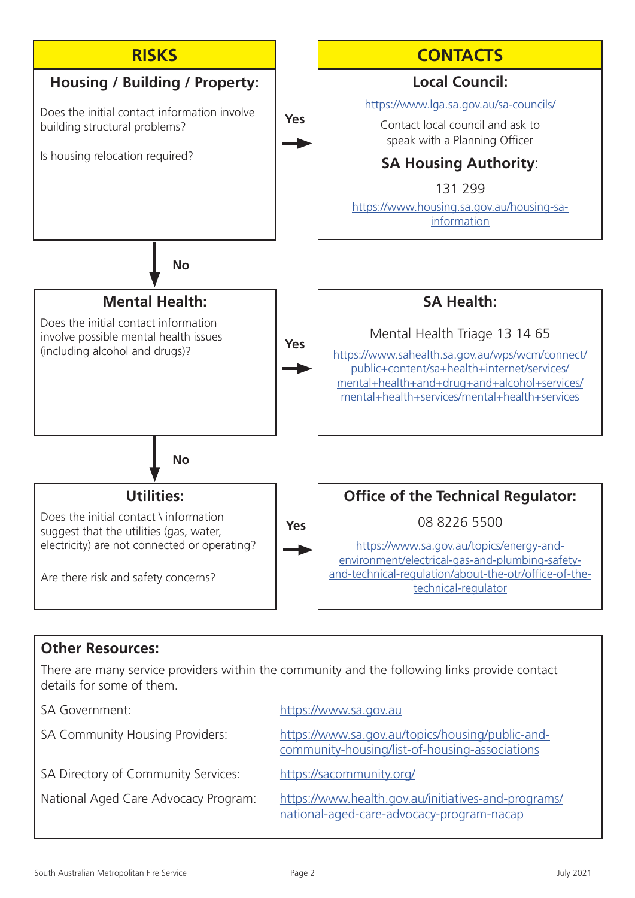## RISKS

### Housing / Building / Property:

Does the initial contact information involve building structural problems?

Is housing relocation required?

**Yes** →

## CONTACTS

### Local Council:

https://www.lga.sa.gov.au/sa-councils/

Contact local council and ask to speak with a Planning Officer

### SA Housing Authority:

131 299

https://www.housing.sa.gov.au/housing-sa-information

**No** ↓

### Mental Health:

Does the initial contact information involve possible mental health issues (including alcohol and drugs)?

**Yes** →

### SA Health:

Mental Health Triage 13 14 65

https://www.sahealth.sa.gov.au/wps/wcm/connect/public+content/sa+health+internet/services/mental+health+and+drug+and+alcohol+services/mental+health+services/mental+health+services

**No** ↓

### Utilities:

Does the initial contact \ information suggest that the utilities (gas, water, electricity) are not connected or operating?

Are there risk and safety concerns?

**Yes** →

### Office of the Technical Regulator:

08 8226 5500

https://www.sa.gov.au/topics/energy-and-environment/electrical-gas-and-plumbing-safety-and-technical-regulation/about-the-otr/office-of-the-technical-regulator

### Other Resources:

There are many service providers within the community and the following links provide contact details for some of them.

| | |
|---|---|
| SA Government: | https://www.sa.gov.au |
| SA Community Housing Providers: | https://www.sa.gov.au/topics/housing/public-and-community-housing/list-of-housing-associations |
| SA Directory of Community Services: | https://sacommunity.org/ |
| National Aged Care Advocacy Program: | https://www.health.gov.au/initiatives-and-programs/national-aged-care-advocacy-program-nacap |